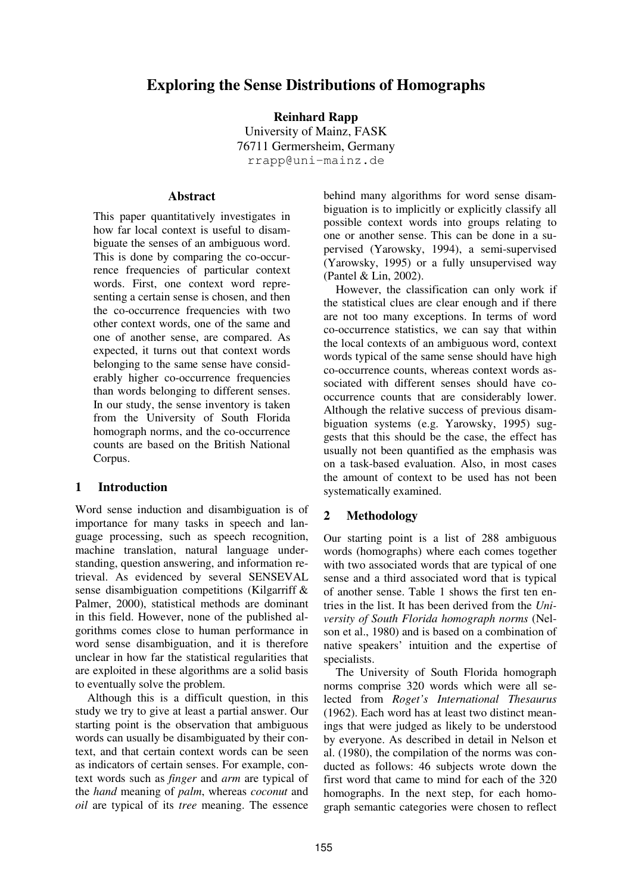# Exploring the Sense Distributions of Homographs

**Reinhard Rapp**
University of Mainz, FASK
76711 Germersheim, Germany
rrapp@uni-mainz.de

## Abstract

This paper quantitatively investigates in how far local context is useful to disambiguate the senses of an ambiguous word. This is done by comparing the co-occurrence frequencies of particular context words. First, one context word representing a certain sense is chosen, and then the co-occurrence frequencies with two other context words, one of the same and one of another sense, are compared. As expected, it turns out that context words belonging to the same sense have considerably higher co-occurrence frequencies than words belonging to different senses. In our study, the sense inventory is taken from the University of South Florida homograph norms, and the co-occurrence counts are based on the British National Corpus.

## 1 Introduction

Word sense induction and disambiguation is of importance for many tasks in speech and language processing, such as speech recognition, machine translation, natural language understanding, question answering, and information retrieval. As evidenced by several SENSEVAL sense disambiguation competitions (Kilgarriff & Palmer, 2000), statistical methods are dominant in this field. However, none of the published algorithms comes close to human performance in word sense disambiguation, and it is therefore unclear in how far the statistical regularities that are exploited in these algorithms are a solid basis to eventually solve the problem.

Although this is a difficult question, in this study we try to give at least a partial answer. Our starting point is the observation that ambiguous words can usually be disambiguated by their context, and that certain context words can be seen as indicators of certain senses. For example, context words such as *finger* and *arm* are typical of the *hand* meaning of *palm*, whereas *coconut* and *oil* are typical of its *tree* meaning. The essence behind many algorithms for word sense disambiguation is to implicitly or explicitly classify all possible context words into groups relating to one or another sense. This can be done in a supervised (Yarowsky, 1994), a semi-supervised (Yarowsky, 1995) or a fully unsupervised way (Pantel & Lin, 2002).

However, the classification can only work if the statistical clues are clear enough and if there are not too many exceptions. In terms of word co-occurrence statistics, we can say that within the local contexts of an ambiguous word, context words typical of the same sense should have high co-occurrence counts, whereas context words associated with different senses should have co-occurrence counts that are considerably lower. Although the relative success of previous disambiguation systems (e.g. Yarowsky, 1995) suggests that this should be the case, the effect has usually not been quantified as the emphasis was on a task-based evaluation. Also, in most cases the amount of context to be used has not been systematically examined.

## 2 Methodology

Our starting point is a list of 288 ambiguous words (homographs) where each comes together with two associated words that are typical of one sense and a third associated word that is typical of another sense. Table 1 shows the first ten entries in the list. It has been derived from the *University of South Florida homograph norms* (Nelson et al., 1980) and is based on a combination of native speakers' intuition and the expertise of specialists.

The University of South Florida homograph norms comprise 320 words which were all selected from *Roget's International Thesaurus* (1962). Each word has at least two distinct meanings that were judged as likely to be understood by everyone. As described in detail in Nelson et al. (1980), the compilation of the norms was conducted as follows: 46 subjects wrote down the first word that came to mind for each of the 320 homographs. In the next step, for each homograph semantic categories were chosen to reflect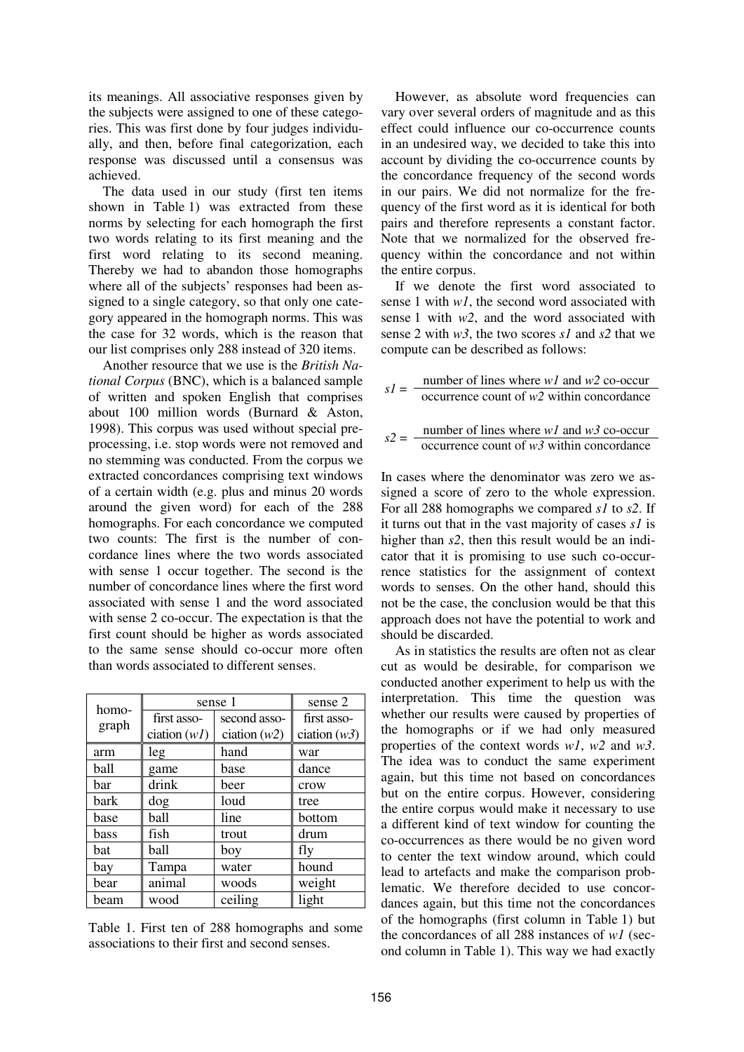its meanings. All associative responses given by the subjects were assigned to one of these categories. This was first done by four judges individually, and then, before final categorization, each response was discussed until a consensus was achieved.

The data used in our study (first ten items shown in Table 1) was extracted from these norms by selecting for each homograph the first two words relating to its first meaning and the first word relating to its second meaning. Thereby we had to abandon those homographs where all of the subjects' responses had been assigned to a single category, so that only one category appeared in the homograph norms. This was the case for 32 words, which is the reason that our list comprises only 288 instead of 320 items.

Another resource that we use is the *British National Corpus* (BNC), which is a balanced sample of written and spoken English that comprises about 100 million words (Burnard & Aston, 1998). This corpus was used without special preprocessing, i.e. stop words were not removed and no stemming was conducted. From the corpus we extracted concordances comprising text windows of a certain width (e.g. plus and minus 20 words around the given word) for each of the 288 homographs. For each concordance we computed two counts: The first is the number of concordance lines where the two words associated with sense 1 occur together. The second is the number of concordance lines where the first word associated with sense 1 and the word associated with sense 2 co-occur. The expectation is that the first count should be higher as words associated to the same sense should co-occur more often than words associated to different senses.

| homograph | sense 1 | | sense 2 |
|---|---|---|---|
| | first association ($w1$) | second association ($w2$) | first association ($w3$) |
| arm | leg | hand | war |
| ball | game | base | dance |
| bar | drink | beer | crow |
| bark | dog | loud | tree |
| base | ball | line | bottom |
| bass | fish | trout | drum |
| bat | ball | boy | fly |
| bay | Tampa | water | hound |
| bear | animal | woods | weight |
| beam | wood | ceiling | light |

Table 1. First ten of 288 homographs and some associations to their first and second senses.

However, as absolute word frequencies can vary over several orders of magnitude and as this effect could influence our co-occurrence counts in an undesired way, we decided to take this into account by dividing the co-occurrence counts by the concordance frequency of the second words in our pairs. We did not normalize for the frequency of the first word as it is identical for both pairs and therefore represents a constant factor. Note that we normalized for the observed frequency within the concordance and not within the entire corpus.

If we denote the first word associated to sense 1 with $w1$, the second word associated with sense 1 with $w2$, and the word associated with sense 2 with $w3$, the two scores $s1$ and $s2$ that we compute can be described as follows:

$$s1 = \frac{\text{number of lines where } w1 \text{ and } w2 \text{ co-occur}}{\text{occurrence count of } w2 \text{ within concordance}}$$

$$s2 = \frac{\text{number of lines where } w1 \text{ and } w3 \text{ co-occur}}{\text{occurrence count of } w3 \text{ within concordance}}$$

In cases where the denominator was zero we assigned a score of zero to the whole expression. For all 288 homographs we compared $s1$ to $s2$. If it turns out that in the vast majority of cases $s1$ is higher than $s2$, then this result would be an indicator that it is promising to use such co-occurrence statistics for the assignment of context words to senses. On the other hand, should this not be the case, the conclusion would be that this approach does not have the potential to work and should be discarded.

As in statistics the results are often not as clear cut as would be desirable, for comparison we conducted another experiment to help us with the interpretation. This time the question was whether our results were caused by properties of the homographs or if we had only measured properties of the context words $w1$, $w2$ and $w3$. The idea was to conduct the same experiment again, but this time not based on concordances but on the entire corpus. However, considering the entire corpus would make it necessary to use a different kind of text window for counting the co-occurrences as there would be no given word to center the text window around, which could lead to artefacts and make the comparison problematic. We therefore decided to use concordances again, but this time not the concordances of the homographs (first column in Table 1) but the concordances of all 288 instances of $w1$ (second column in Table 1). This way we had exactly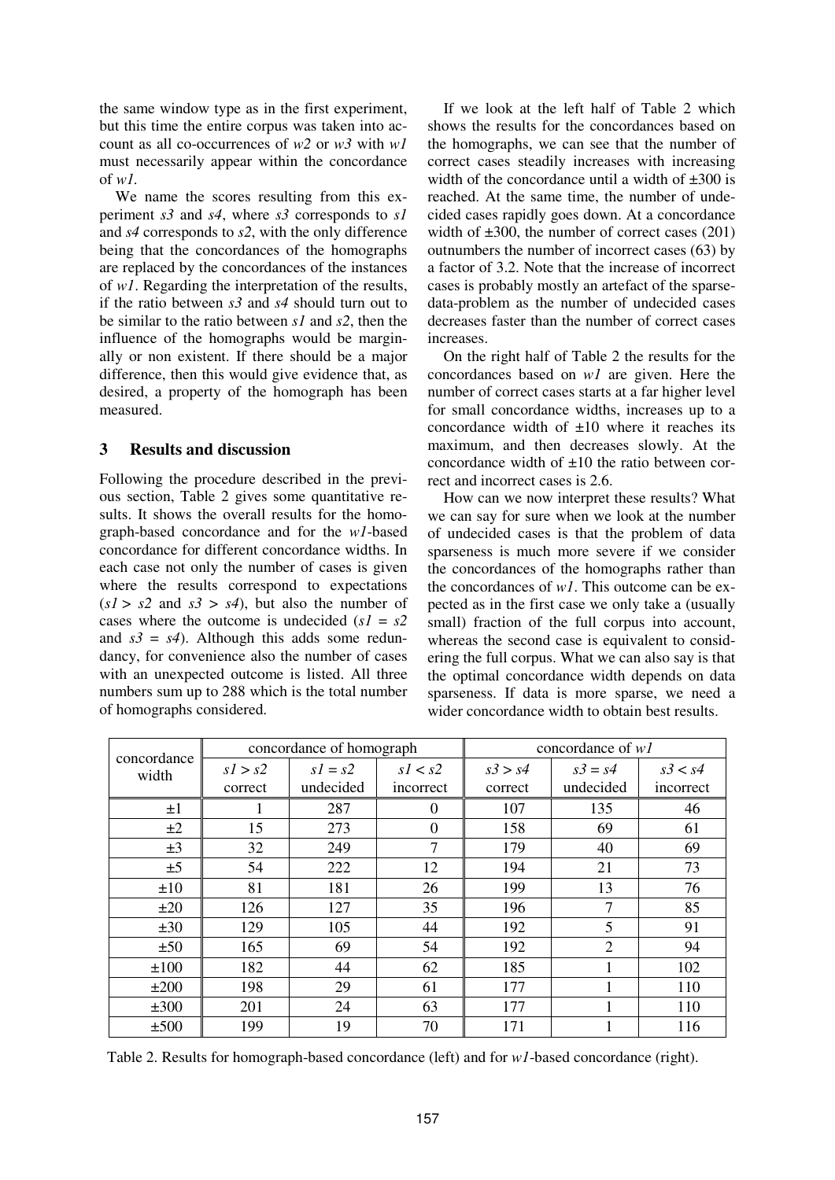the same window type as in the first experiment, but this time the entire corpus was taken into account as all co-occurrences of *w2* or *w3* with *w1* must necessarily appear within the concordance of *w1*.

We name the scores resulting from this experiment *s3* and *s4*, where *s3* corresponds to *s1* and *s4* corresponds to *s2*, with the only difference being that the concordances of the homographs are replaced by the concordances of the instances of *w1*. Regarding the interpretation of the results, if the ratio between *s3* and *s4* should turn out to be similar to the ratio between *s1* and *s2*, then the influence of the homographs would be marginally or non existent. If there should be a major difference, then this would give evidence that, as desired, a property of the homograph has been measured.

## 3 Results and discussion

Following the procedure described in the previous section, Table 2 gives some quantitative results. It shows the overall results for the homograph-based concordance and for the *w1*-based concordance for different concordance widths. In each case not only the number of cases is given where the results correspond to expectations (*s1* > *s2* and *s3* > *s4*), but also the number of cases where the outcome is undecided (*s1* = *s2* and *s3* = *s4*). Although this adds some redundancy, for convenience also the number of cases with an unexpected outcome is listed. All three numbers sum up to 288 which is the total number of homographs considered.

If we look at the left half of Table 2 which shows the results for the concordances based on the homographs, we can see that the number of correct cases steadily increases with increasing width of the concordance until a width of ±300 is reached. At the same time, the number of undecided cases rapidly goes down. At a concordance width of ±300, the number of correct cases (201) outnumbers the number of incorrect cases (63) by a factor of 3.2. Note that the increase of incorrect cases is probably mostly an artefact of the sparse-data-problem as the number of undecided cases decreases faster than the number of correct cases increases.

On the right half of Table 2 the results for the concordances based on *w1* are given. Here the number of correct cases starts at a far higher level for small concordance widths, increases up to a concordance width of ±10 where it reaches its maximum, and then decreases slowly. At the concordance width of ±10 the ratio between correct and incorrect cases is 2.6.

How can we now interpret these results? What we can say for sure when we look at the number of undecided cases is that the problem of data sparseness is much more severe if we consider the concordances of the homographs rather than the concordances of *w1*. This outcome can be expected as in the first case we only take a (usually small) fraction of the full corpus into account, whereas the second case is equivalent to considering the full corpus. What we can also say is that the optimal concordance width depends on data sparseness. If data is more sparse, we need a wider concordance width to obtain best results.

| concordance width | concordance of homograph | | | concordance of *w1* | | |
|---|---|---|---|---|---|---|
| | *s1* > *s2* correct | *s1* = *s2* undecided | *s1* < *s2* incorrect | *s3* > *s4* correct | *s3* = *s4* undecided | *s3* < *s4* incorrect |
| ±1 | 1 | 287 | 0 | 107 | 135 | 46 |
| ±2 | 15 | 273 | 0 | 158 | 69 | 61 |
| ±3 | 32 | 249 | 7 | 179 | 40 | 69 |
| ±5 | 54 | 222 | 12 | 194 | 21 | 73 |
| ±10 | 81 | 181 | 26 | 199 | 13 | 76 |
| ±20 | 126 | 127 | 35 | 196 | 7 | 85 |
| ±30 | 129 | 105 | 44 | 192 | 5 | 91 |
| ±50 | 165 | 69 | 54 | 192 | 2 | 94 |
| ±100 | 182 | 44 | 62 | 185 | 1 | 102 |
| ±200 | 198 | 29 | 61 | 177 | 1 | 110 |
| ±300 | 201 | 24 | 63 | 177 | 1 | 110 |
| ±500 | 199 | 19 | 70 | 171 | 1 | 116 |

Table 2. Results for homograph-based concordance (left) and for *w1*-based concordance (right).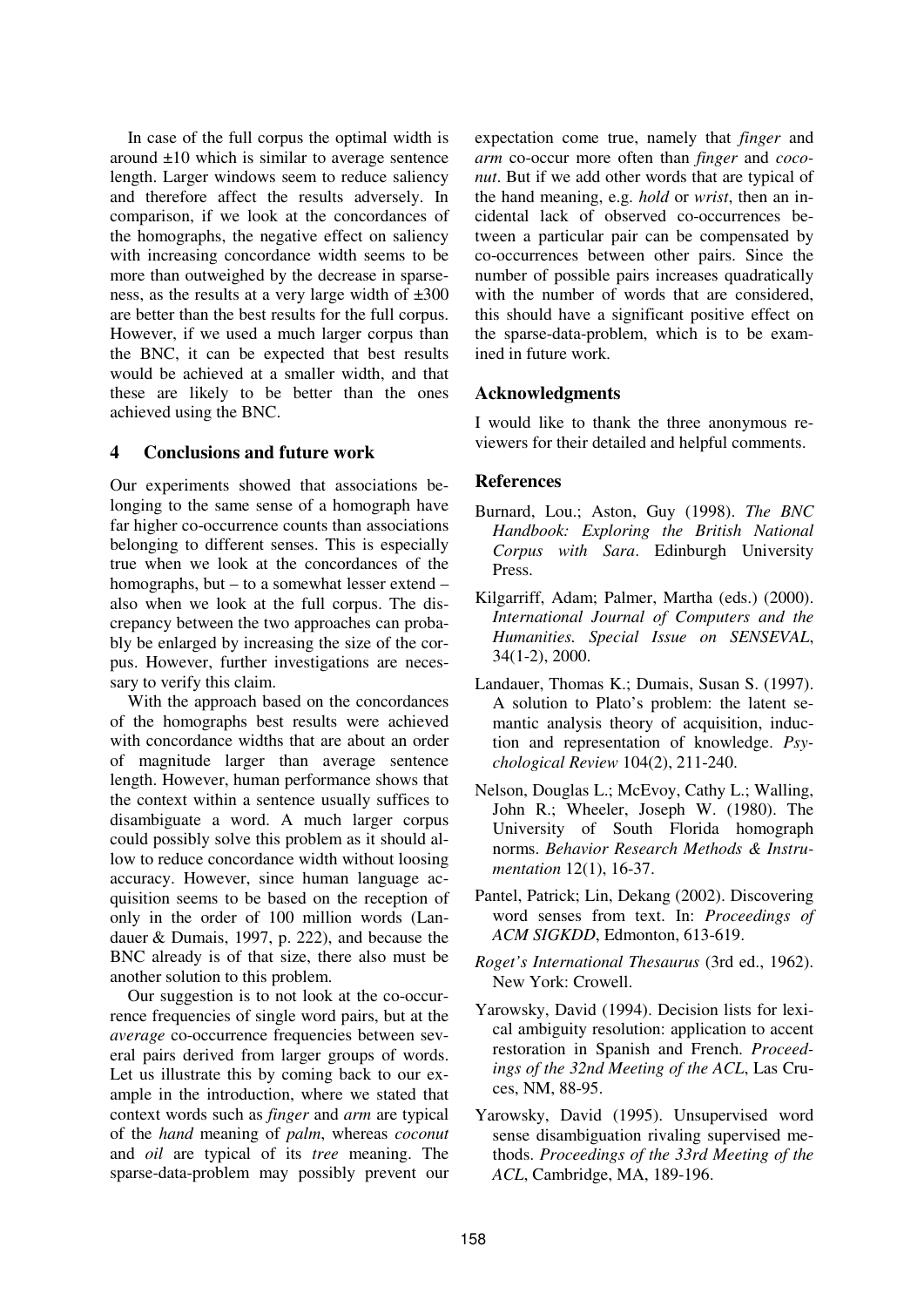In case of the full corpus the optimal width is around ±10 which is similar to average sentence length. Larger windows seem to reduce saliency and therefore affect the results adversely. In comparison, if we look at the concordances of the homographs, the negative effect on saliency with increasing concordance width seems to be more than outweighed by the decrease in sparseness, as the results at a very large width of ±300 are better than the best results for the full corpus. However, if we used a much larger corpus than the BNC, it can be expected that best results would be achieved at a smaller width, and that these are likely to be better than the ones achieved using the BNC.

## 4 Conclusions and future work

Our experiments showed that associations belonging to the same sense of a homograph have far higher co-occurrence counts than associations belonging to different senses. This is especially true when we look at the concordances of the homographs, but – to a somewhat lesser extend – also when we look at the full corpus. The discrepancy between the two approaches can probably be enlarged by increasing the size of the corpus. However, further investigations are necessary to verify this claim.

With the approach based on the concordances of the homographs best results were achieved with concordance widths that are about an order of magnitude larger than average sentence length. However, human performance shows that the context within a sentence usually suffices to disambiguate a word. A much larger corpus could possibly solve this problem as it should allow to reduce concordance width without loosing accuracy. However, since human language acquisition seems to be based on the reception of only in the order of 100 million words (Landauer & Dumais, 1997, p. 222), and because the BNC already is of that size, there also must be another solution to this problem.

Our suggestion is to not look at the co-occurrence frequencies of single word pairs, but at the *average* co-occurrence frequencies between several pairs derived from larger groups of words. Let us illustrate this by coming back to our example in the introduction, where we stated that context words such as *finger* and *arm* are typical of the *hand* meaning of *palm*, whereas *coconut* and *oil* are typical of its *tree* meaning. The sparse-data-problem may possibly prevent our expectation come true, namely that *finger* and *arm* co-occur more often than *finger* and *coconut*. But if we add other words that are typical of the hand meaning, e.g. *hold* or *wrist*, then an incidental lack of observed co-occurrences between a particular pair can be compensated by co-occurrences between other pairs. Since the number of possible pairs increases quadratically with the number of words that are considered, this should have a significant positive effect on the sparse-data-problem, which is to be examined in future work.

## Acknowledgments

I would like to thank the three anonymous reviewers for their detailed and helpful comments.

## References

Burnard, Lou.; Aston, Guy (1998). *The BNC Handbook: Exploring the British National Corpus with Sara*. Edinburgh University Press.

Kilgarriff, Adam; Palmer, Martha (eds.) (2000). *International Journal of Computers and the Humanities. Special Issue on SENSEVAL*, 34(1-2), 2000.

Landauer, Thomas K.; Dumais, Susan S. (1997). A solution to Plato's problem: the latent semantic analysis theory of acquisition, induction and representation of knowledge. *Psychological Review* 104(2), 211-240.

Nelson, Douglas L.; McEvoy, Cathy L.; Walling, John R.; Wheeler, Joseph W. (1980). The University of South Florida homograph norms. *Behavior Research Methods & Instrumentation* 12(1), 16-37.

Pantel, Patrick; Lin, Dekang (2002). Discovering word senses from text. In: *Proceedings of ACM SIGKDD*, Edmonton, 613-619.

*Roget's International Thesaurus* (3rd ed., 1962). New York: Crowell.

Yarowsky, David (1994). Decision lists for lexical ambiguity resolution: application to accent restoration in Spanish and French. *Proceedings of the 32nd Meeting of the ACL*, Las Cruces, NM, 88-95.

Yarowsky, David (1995). Unsupervised word sense disambiguation rivaling supervised methods. *Proceedings of the 33rd Meeting of the ACL*, Cambridge, MA, 189-196.